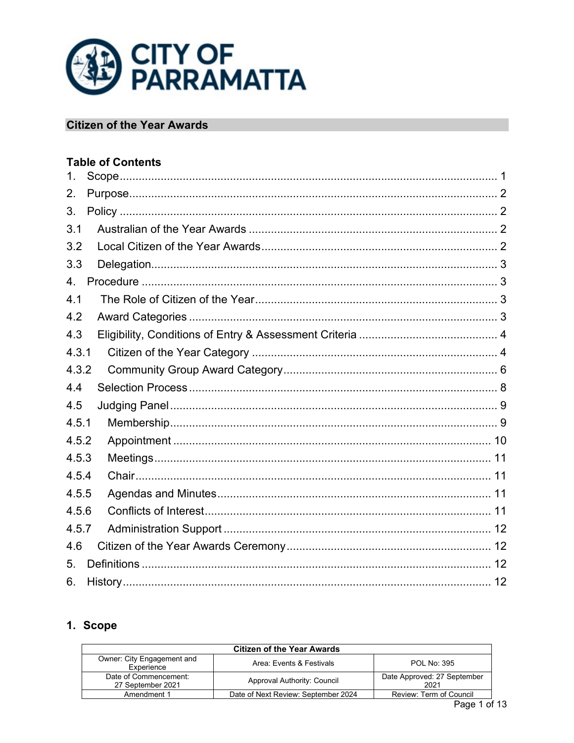# Citizen of the Year Awards

## Table of Contents

1. Scope ... 1
2. Purpose ... 2
3. Policy ... 2
3.1 Australian of the Year Awards ... 2
3.2 Local Citizen of the Year Awards ... 2
3.3 Delegation ... 3
4. Procedure ... 3
4.1 The Role of Citizen of the Year ... 3
4.2 Award Categories ... 3
4.3 Eligibility, Conditions of Entry & Assessment Criteria ... 4
4.3.1 Citizen of the Year Category ... 4
4.3.2 Community Group Award Category ... 6
4.4 Selection Process ... 8
4.5 Judging Panel ... 9
4.5.1 Membership ... 9
4.5.2 Appointment ... 10
4.5.3 Meetings ... 11
4.5.4 Chair ... 11
4.5.5 Agendas and Minutes ... 11
4.5.6 Conflicts of Interest ... 11
4.5.7 Administration Support ... 12
4.6 Citizen of the Year Awards Ceremony ... 12
5. Definitions ... 12
6. History ... 12

## 1. Scope

| Citizen of the Year Awards | | |
|---|---|---|
| Owner: City Engagement and Experience | Area: Events & Festivals | POL No: 395 |
| Date of Commencement: 27 September 2021 | Approval Authority: Council | Date Approved: 27 September 2021 |
| Amendment 1 | Date of Next Review: September 2024 | Review: Term of Council |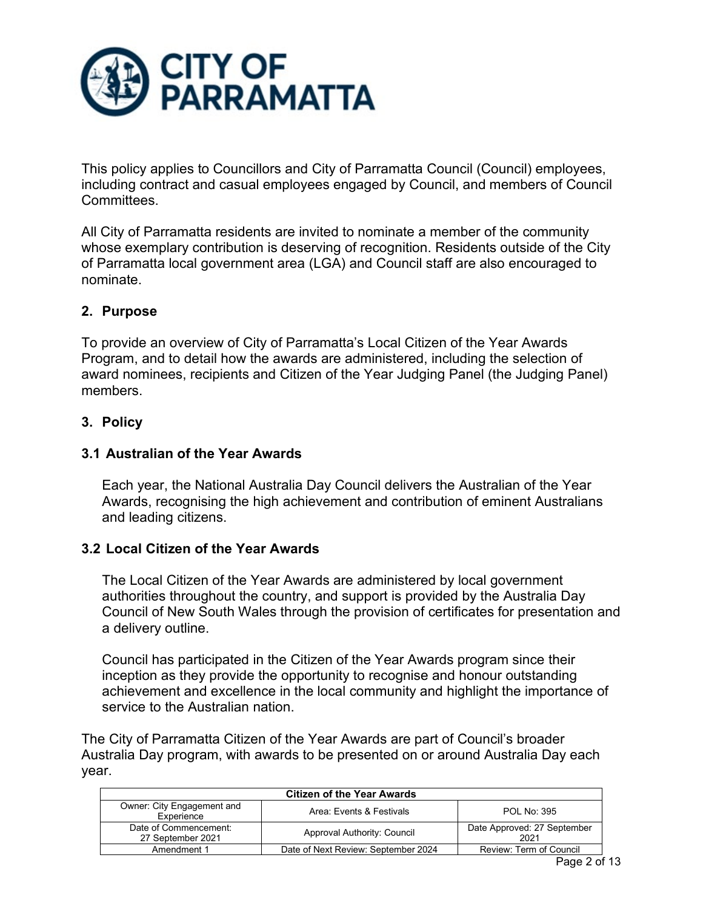This policy applies to Councillors and City of Parramatta Council (Council) employees, including contract and casual employees engaged by Council, and members of Council Committees.

All City of Parramatta residents are invited to nominate a member of the community whose exemplary contribution is deserving of recognition. Residents outside of the City of Parramatta local government area (LGA) and Council staff are also encouraged to nominate.

## 2. Purpose

To provide an overview of City of Parramatta's Local Citizen of the Year Awards Program, and to detail how the awards are administered, including the selection of award nominees, recipients and Citizen of the Year Judging Panel (the Judging Panel) members.

## 3. Policy

### 3.1 Australian of the Year Awards

Each year, the National Australia Day Council delivers the Australian of the Year Awards, recognising the high achievement and contribution of eminent Australians and leading citizens.

### 3.2 Local Citizen of the Year Awards

The Local Citizen of the Year Awards are administered by local government authorities throughout the country, and support is provided by the Australia Day Council of New South Wales through the provision of certificates for presentation and a delivery outline.

Council has participated in the Citizen of the Year Awards program since their inception as they provide the opportunity to recognise and honour outstanding achievement and excellence in the local community and highlight the importance of service to the Australian nation.

The City of Parramatta Citizen of the Year Awards are part of Council's broader Australia Day program, with awards to be presented on or around Australia Day each year.

| Citizen of the Year Awards | | |
|---|---|---|
| Owner: City Engagement and Experience | Area: Events & Festivals | POL No: 395 |
| Date of Commencement: 27 September 2021 | Approval Authority: Council | Date Approved: 27 September 2021 |
| Amendment 1 | Date of Next Review: September 2024 | Review: Term of Council |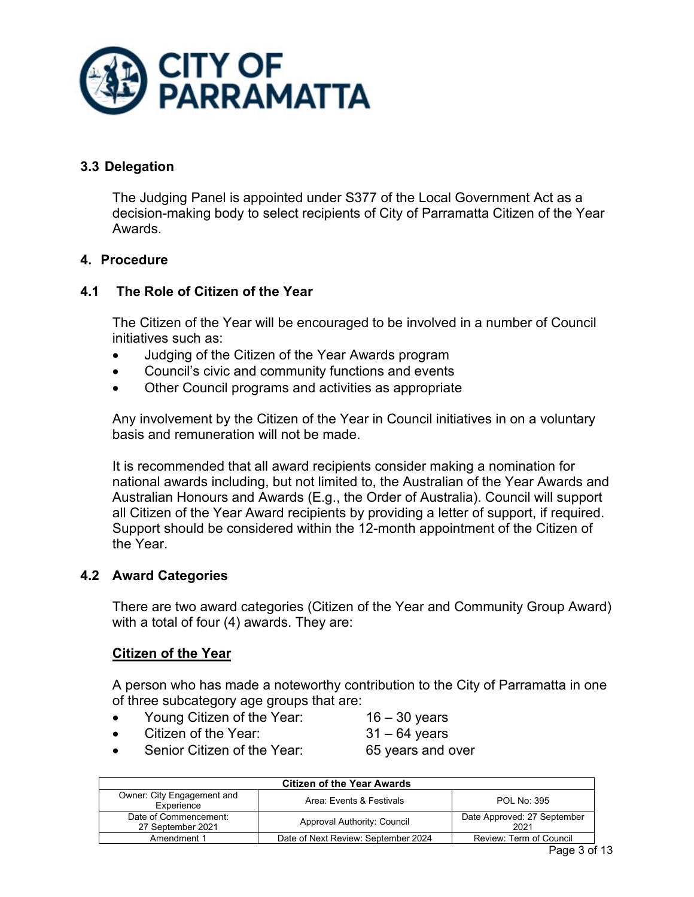### 3.3 Delegation

The Judging Panel is appointed under S377 of the Local Government Act as a decision-making body to select recipients of City of Parramatta Citizen of the Year Awards.

## 4. Procedure

### 4.1 The Role of Citizen of the Year

The Citizen of the Year will be encouraged to be involved in a number of Council initiatives such as:

- Judging of the Citizen of the Year Awards program
- Council's civic and community functions and events
- Other Council programs and activities as appropriate

Any involvement by the Citizen of the Year in Council initiatives in on a voluntary basis and remuneration will not be made.

It is recommended that all award recipients consider making a nomination for national awards including, but not limited to, the Australian of the Year Awards and Australian Honours and Awards (E.g., the Order of Australia). Council will support all Citizen of the Year Award recipients by providing a letter of support, if required. Support should be considered within the 12-month appointment of the Citizen of the Year.

### 4.2 Award Categories

There are two award categories (Citizen of the Year and Community Group Award) with a total of four (4) awards. They are:

**<u>Citizen of the Year</u>**

A person who has made a noteworthy contribution to the City of Parramatta in one of three subcategory age groups that are:

- Young Citizen of the Year: 16 – 30 years
- Citizen of the Year: 31 – 64 years
- Senior Citizen of the Year: 65 years and over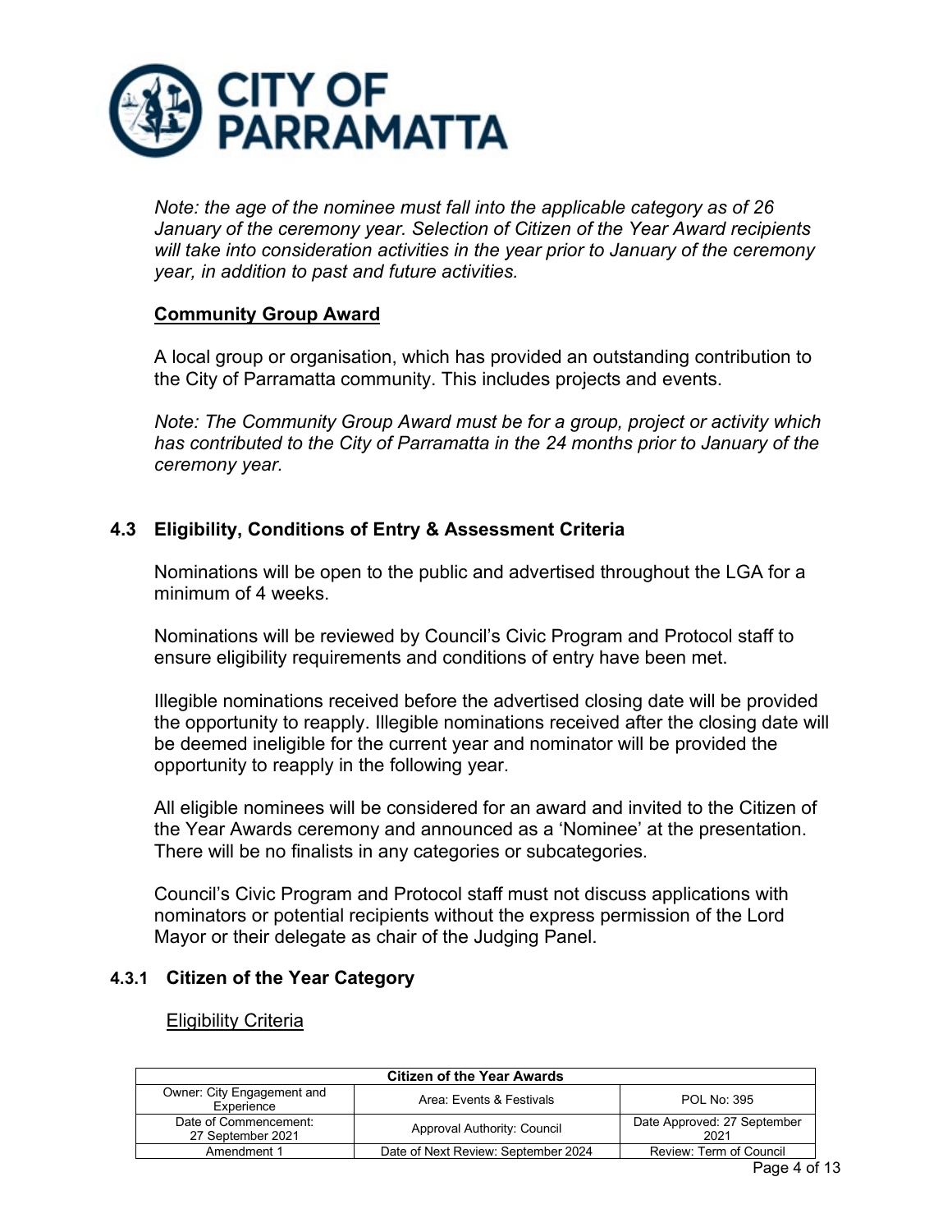*Note: the age of the nominee must fall into the applicable category as of 26 January of the ceremony year. Selection of Citizen of the Year Award recipients will take into consideration activities in the year prior to January of the ceremony year, in addition to past and future activities.*

**Community Group Award**

A local group or organisation, which has provided an outstanding contribution to the City of Parramatta community. This includes projects and events.

*Note: The Community Group Award must be for a group, project or activity which has contributed to the City of Parramatta in the 24 months prior to January of the ceremony year.*

### 4.3 Eligibility, Conditions of Entry & Assessment Criteria

Nominations will be open to the public and advertised throughout the LGA for a minimum of 4 weeks.

Nominations will be reviewed by Council's Civic Program and Protocol staff to ensure eligibility requirements and conditions of entry have been met.

Illegible nominations received before the advertised closing date will be provided the opportunity to reapply. Illegible nominations received after the closing date will be deemed ineligible for the current year and nominator will be provided the opportunity to reapply in the following year.

All eligible nominees will be considered for an award and invited to the Citizen of the Year Awards ceremony and announced as a 'Nominee' at the presentation. There will be no finalists in any categories or subcategories.

Council's Civic Program and Protocol staff must not discuss applications with nominators or potential recipients without the express permission of the Lord Mayor or their delegate as chair of the Judging Panel.

#### 4.3.1 Citizen of the Year Category

<u>Eligibility Criteria</u>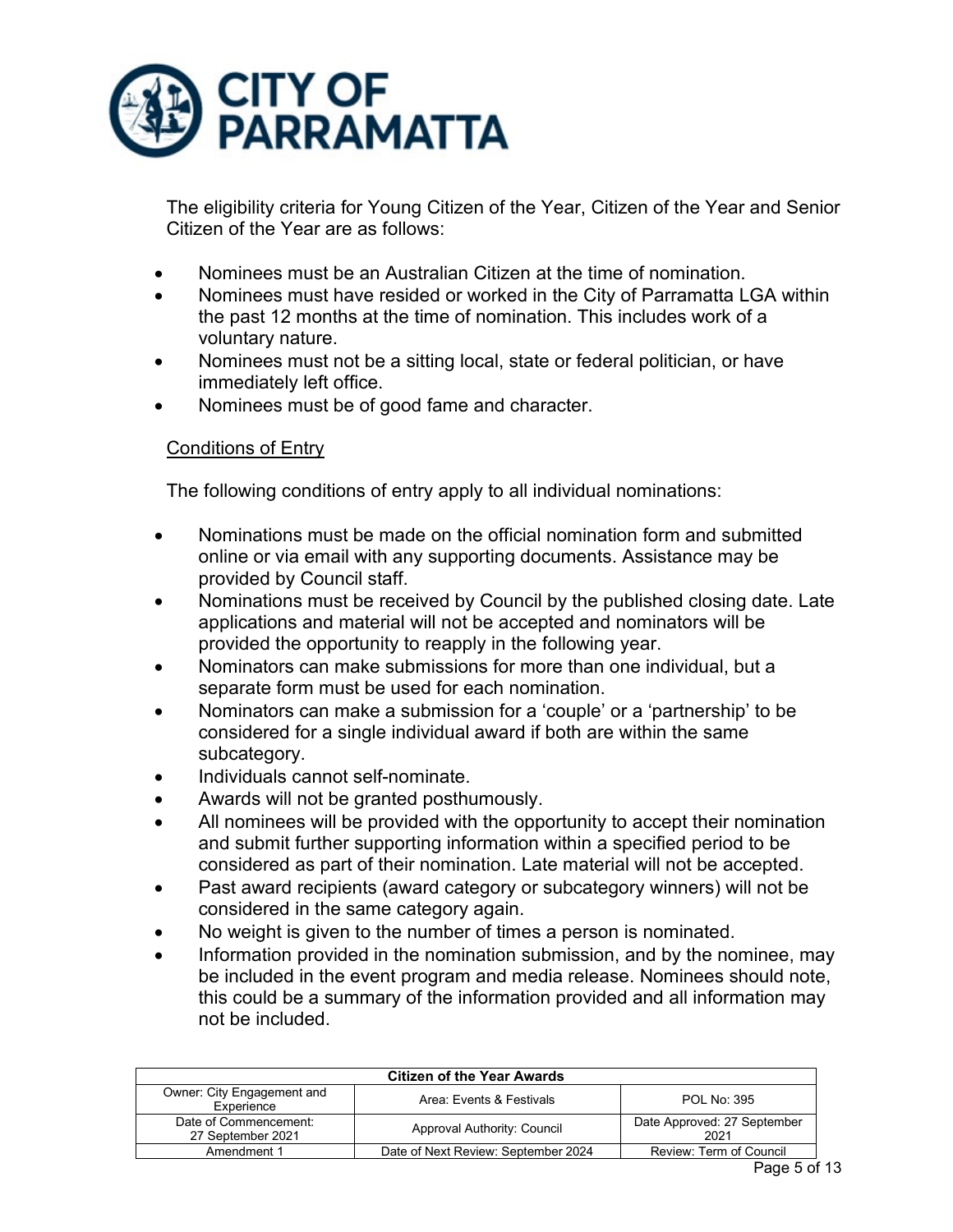The eligibility criteria for Young Citizen of the Year, Citizen of the Year and Senior Citizen of the Year are as follows:

- Nominees must be an Australian Citizen at the time of nomination.
- Nominees must have resided or worked in the City of Parramatta LGA within the past 12 months at the time of nomination. This includes work of a voluntary nature.
- Nominees must not be a sitting local, state or federal politician, or have immediately left office.
- Nominees must be of good fame and character.

<u>Conditions of Entry</u>

The following conditions of entry apply to all individual nominations:

- Nominations must be made on the official nomination form and submitted online or via email with any supporting documents. Assistance may be provided by Council staff.
- Nominations must be received by Council by the published closing date. Late applications and material will not be accepted and nominators will be provided the opportunity to reapply in the following year.
- Nominators can make submissions for more than one individual, but a separate form must be used for each nomination.
- Nominators can make a submission for a 'couple' or a 'partnership' to be considered for a single individual award if both are within the same subcategory.
- Individuals cannot self-nominate.
- Awards will not be granted posthumously.
- All nominees will be provided with the opportunity to accept their nomination and submit further supporting information within a specified period to be considered as part of their nomination. Late material will not be accepted.
- Past award recipients (award category or subcategory winners) will not be considered in the same category again.
- No weight is given to the number of times a person is nominated.
- Information provided in the nomination submission, and by the nominee, may be included in the event program and media release. Nominees should note, this could be a summary of the information provided and all information may not be included.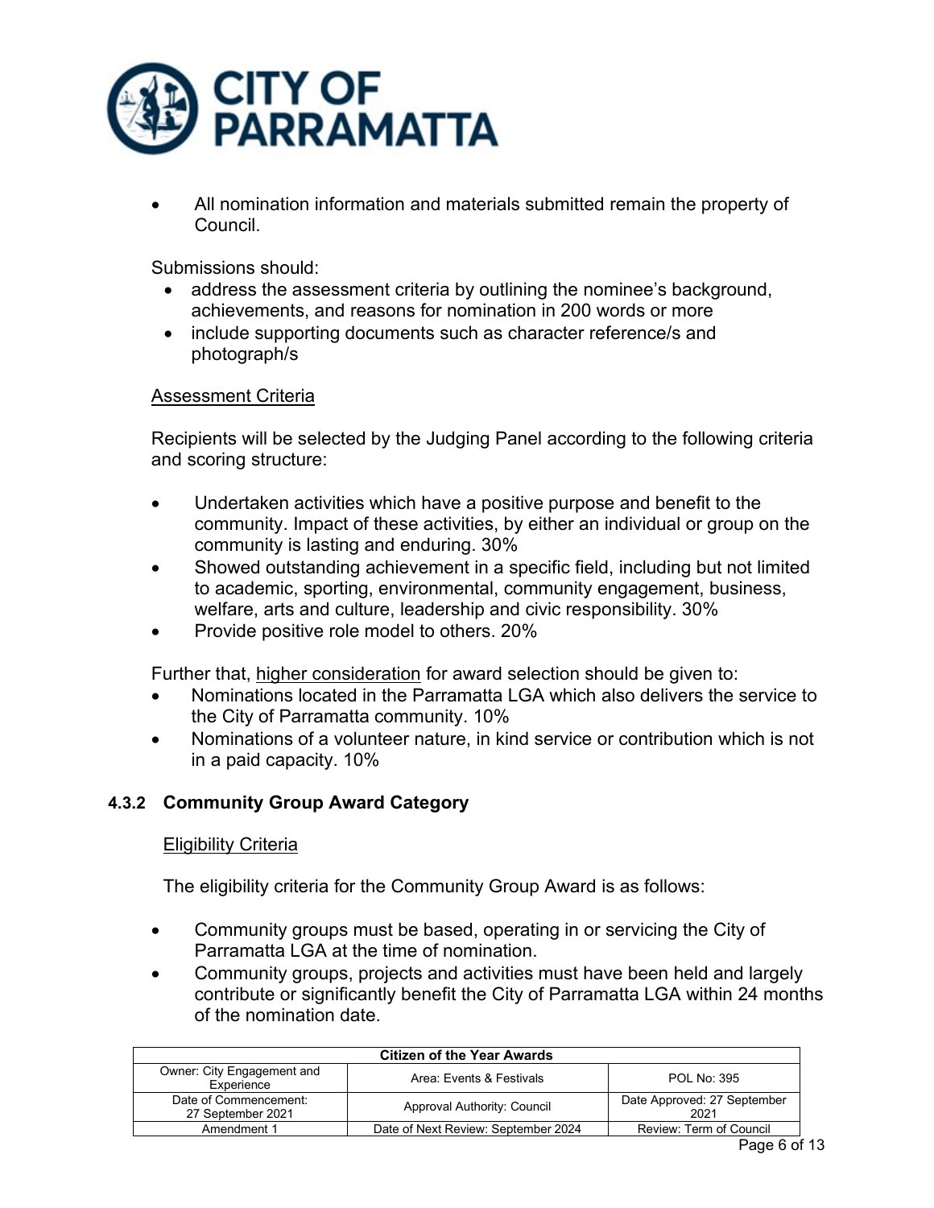- All nomination information and materials submitted remain the property of Council.

Submissions should:

- address the assessment criteria by outlining the nominee's background, achievements, and reasons for nomination in 200 words or more
- include supporting documents such as character reference/s and photograph/s

Assessment Criteria

Recipients will be selected by the Judging Panel according to the following criteria and scoring structure:

- Undertaken activities which have a positive purpose and benefit to the community. Impact of these activities, by either an individual or group on the community is lasting and enduring. 30%
- Showed outstanding achievement in a specific field, including but not limited to academic, sporting, environmental, community engagement, business, welfare, arts and culture, leadership and civic responsibility. 30%
- Provide positive role model to others. 20%

Further that, higher consideration for award selection should be given to:

- Nominations located in the Parramatta LGA which also delivers the service to the City of Parramatta community. 10%
- Nominations of a volunteer nature, in kind service or contribution which is not in a paid capacity. 10%

### 4.3.2 Community Group Award Category

Eligibility Criteria

The eligibility criteria for the Community Group Award is as follows:

- Community groups must be based, operating in or servicing the City of Parramatta LGA at the time of nomination.
- Community groups, projects and activities must have been held and largely contribute or significantly benefit the City of Parramatta LGA within 24 months of the nomination date.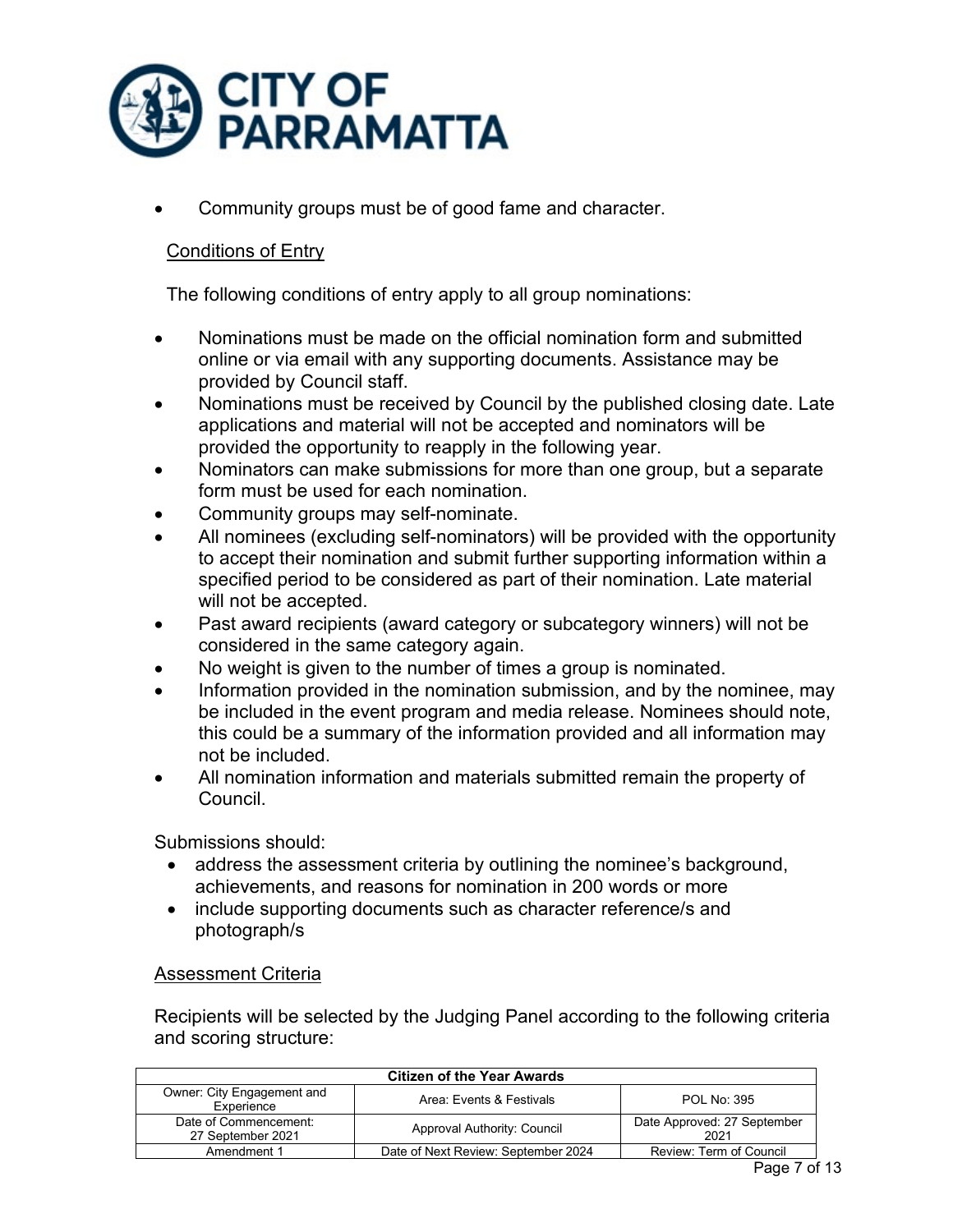- Community groups must be of good fame and character.

Conditions of Entry

The following conditions of entry apply to all group nominations:

- Nominations must be made on the official nomination form and submitted online or via email with any supporting documents. Assistance may be provided by Council staff.
- Nominations must be received by Council by the published closing date. Late applications and material will not be accepted and nominators will be provided the opportunity to reapply in the following year.
- Nominators can make submissions for more than one group, but a separate form must be used for each nomination.
- Community groups may self-nominate.
- All nominees (excluding self-nominators) will be provided with the opportunity to accept their nomination and submit further supporting information within a specified period to be considered as part of their nomination. Late material will not be accepted.
- Past award recipients (award category or subcategory winners) will not be considered in the same category again.
- No weight is given to the number of times a group is nominated.
- Information provided in the nomination submission, and by the nominee, may be included in the event program and media release. Nominees should note, this could be a summary of the information provided and all information may not be included.
- All nomination information and materials submitted remain the property of Council.

Submissions should:

- address the assessment criteria by outlining the nominee's background, achievements, and reasons for nomination in 200 words or more
- include supporting documents such as character reference/s and photograph/s

Assessment Criteria

Recipients will be selected by the Judging Panel according to the following criteria and scoring structure: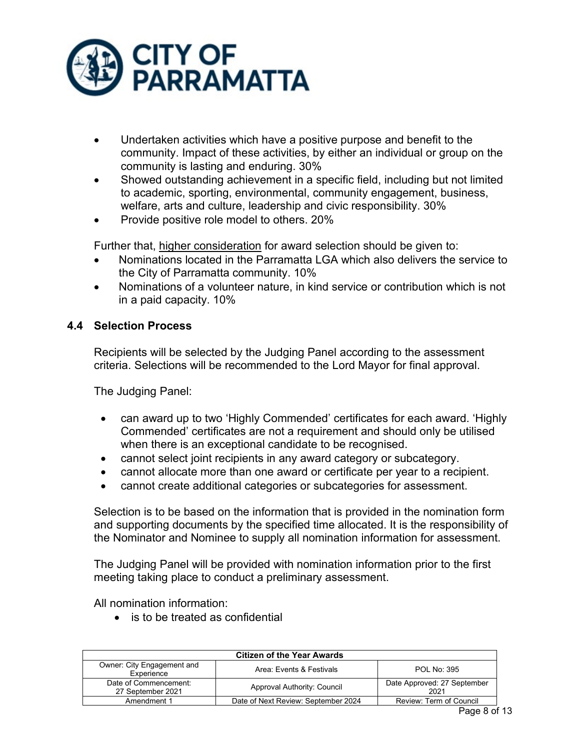- Undertaken activities which have a positive purpose and benefit to the community. Impact of these activities, by either an individual or group on the community is lasting and enduring. 30%
- Showed outstanding achievement in a specific field, including but not limited to academic, sporting, environmental, community engagement, business, welfare, arts and culture, leadership and civic responsibility. 30%
- Provide positive role model to others. 20%

Further that, higher consideration for award selection should be given to:

- Nominations located in the Parramatta LGA which also delivers the service to the City of Parramatta community. 10%
- Nominations of a volunteer nature, in kind service or contribution which is not in a paid capacity. 10%

### 4.4 Selection Process

Recipients will be selected by the Judging Panel according to the assessment criteria. Selections will be recommended to the Lord Mayor for final approval.

The Judging Panel:

- can award up to two 'Highly Commended' certificates for each award. 'Highly Commended' certificates are not a requirement and should only be utilised when there is an exceptional candidate to be recognised.
- cannot select joint recipients in any award category or subcategory.
- cannot allocate more than one award or certificate per year to a recipient.
- cannot create additional categories or subcategories for assessment.

Selection is to be based on the information that is provided in the nomination form and supporting documents by the specified time allocated. It is the responsibility of the Nominator and Nominee to supply all nomination information for assessment.

The Judging Panel will be provided with nomination information prior to the first meeting taking place to conduct a preliminary assessment.

All nomination information:

- is to be treated as confidential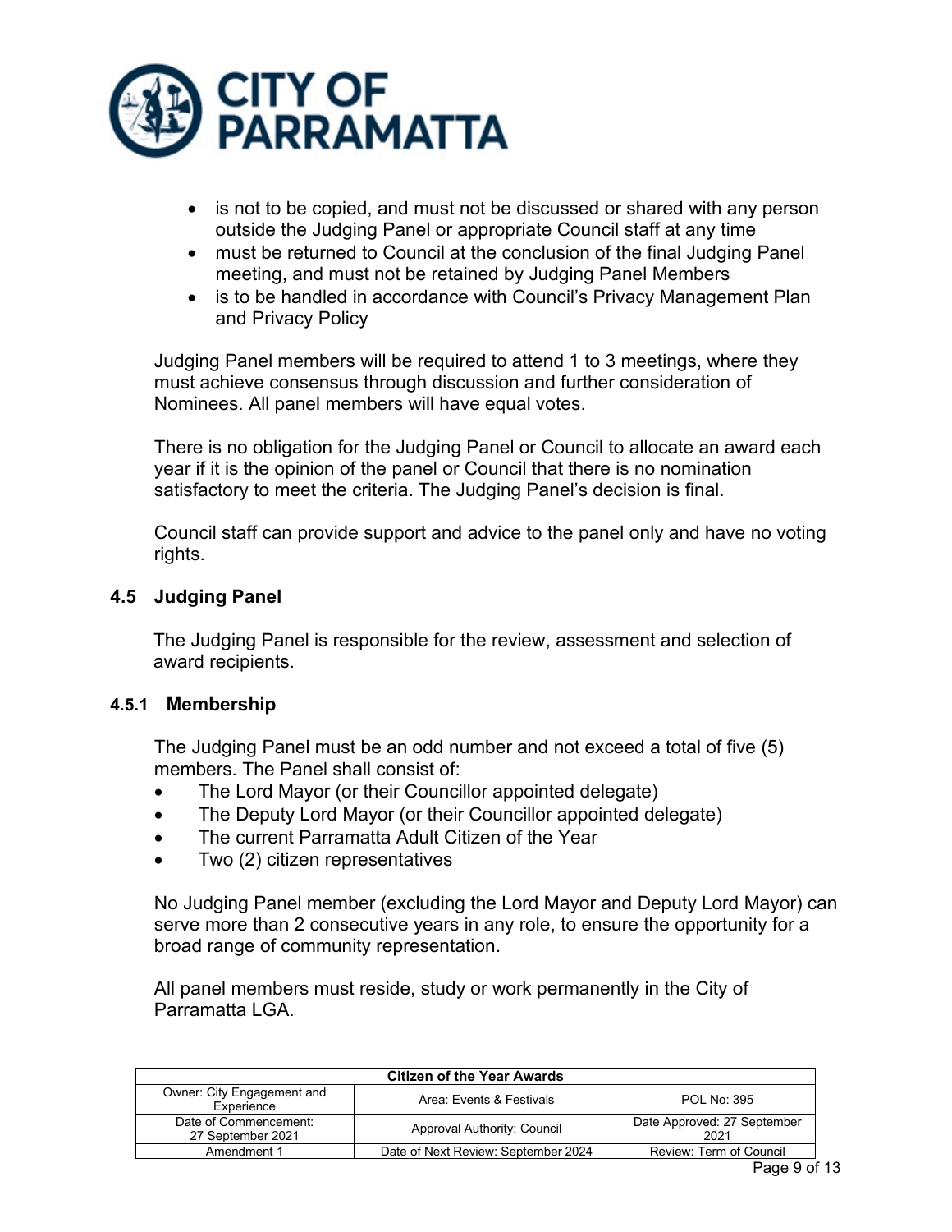- is not to be copied, and must not be discussed or shared with any person outside the Judging Panel or appropriate Council staff at any time
- must be returned to Council at the conclusion of the final Judging Panel meeting, and must not be retained by Judging Panel Members
- is to be handled in accordance with Council's Privacy Management Plan and Privacy Policy

Judging Panel members will be required to attend 1 to 3 meetings, where they must achieve consensus through discussion and further consideration of Nominees. All panel members will have equal votes.

There is no obligation for the Judging Panel or Council to allocate an award each year if it is the opinion of the panel or Council that there is no nomination satisfactory to meet the criteria. The Judging Panel's decision is final.

Council staff can provide support and advice to the panel only and have no voting rights.

## 4.5 Judging Panel

The Judging Panel is responsible for the review, assessment and selection of award recipients.

### 4.5.1 Membership

The Judging Panel must be an odd number and not exceed a total of five (5) members. The Panel shall consist of:

- The Lord Mayor (or their Councillor appointed delegate)
- The Deputy Lord Mayor (or their Councillor appointed delegate)
- The current Parramatta Adult Citizen of the Year
- Two (2) citizen representatives

No Judging Panel member (excluding the Lord Mayor and Deputy Lord Mayor) can serve more than 2 consecutive years in any role, to ensure the opportunity for a broad range of community representation.

All panel members must reside, study or work permanently in the City of Parramatta LGA.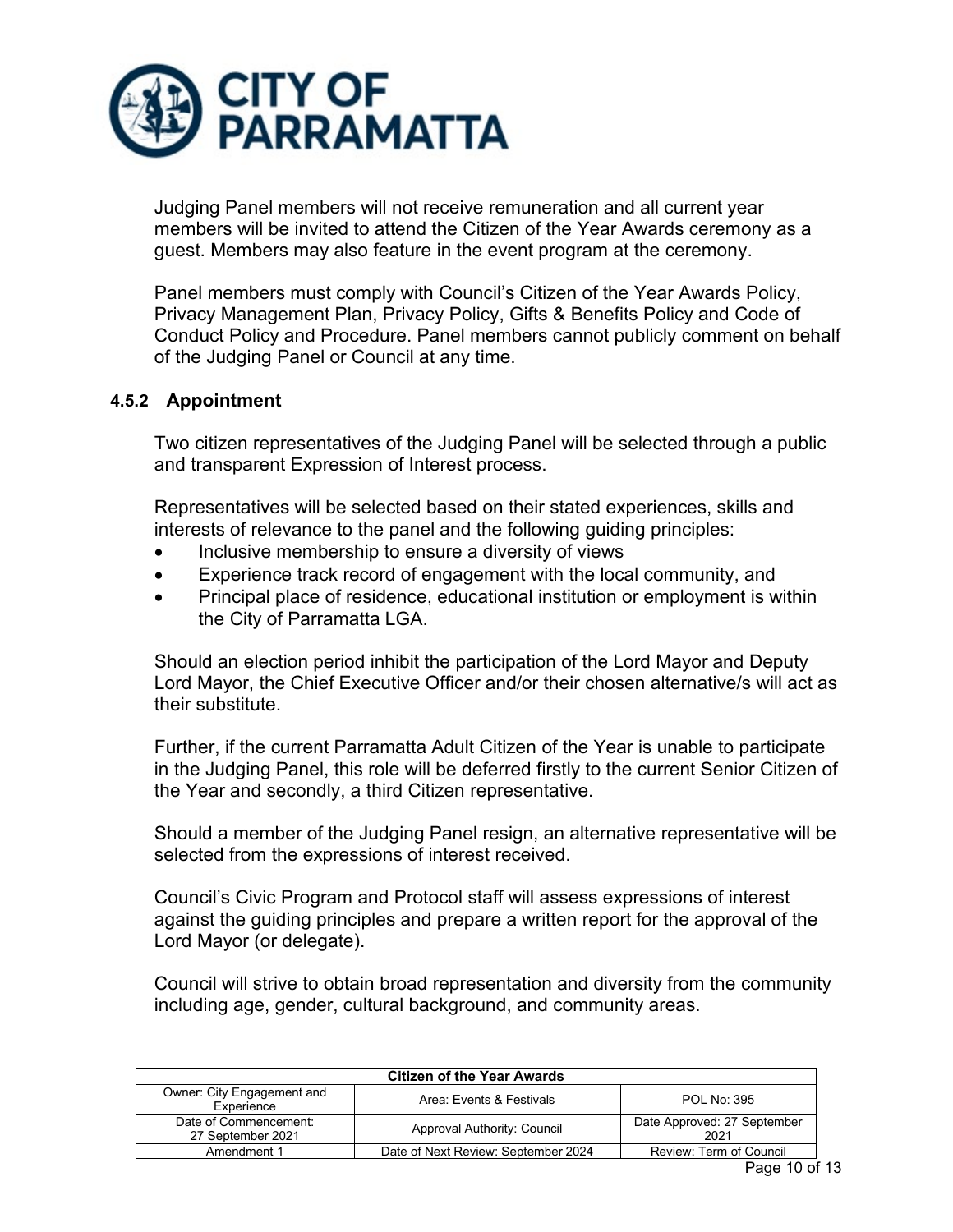Judging Panel members will not receive remuneration and all current year members will be invited to attend the Citizen of the Year Awards ceremony as a guest. Members may also feature in the event program at the ceremony.

Panel members must comply with Council's Citizen of the Year Awards Policy, Privacy Management Plan, Privacy Policy, Gifts & Benefits Policy and Code of Conduct Policy and Procedure. Panel members cannot publicly comment on behalf of the Judging Panel or Council at any time.

#### 4.5.2 Appointment

Two citizen representatives of the Judging Panel will be selected through a public and transparent Expression of Interest process.

Representatives will be selected based on their stated experiences, skills and interests of relevance to the panel and the following guiding principles:

- Inclusive membership to ensure a diversity of views
- Experience track record of engagement with the local community, and
- Principal place of residence, educational institution or employment is within the City of Parramatta LGA.

Should an election period inhibit the participation of the Lord Mayor and Deputy Lord Mayor, the Chief Executive Officer and/or their chosen alternative/s will act as their substitute.

Further, if the current Parramatta Adult Citizen of the Year is unable to participate in the Judging Panel, this role will be deferred firstly to the current Senior Citizen of the Year and secondly, a third Citizen representative.

Should a member of the Judging Panel resign, an alternative representative will be selected from the expressions of interest received.

Council's Civic Program and Protocol staff will assess expressions of interest against the guiding principles and prepare a written report for the approval of the Lord Mayor (or delegate).

Council will strive to obtain broad representation and diversity from the community including age, gender, cultural background, and community areas.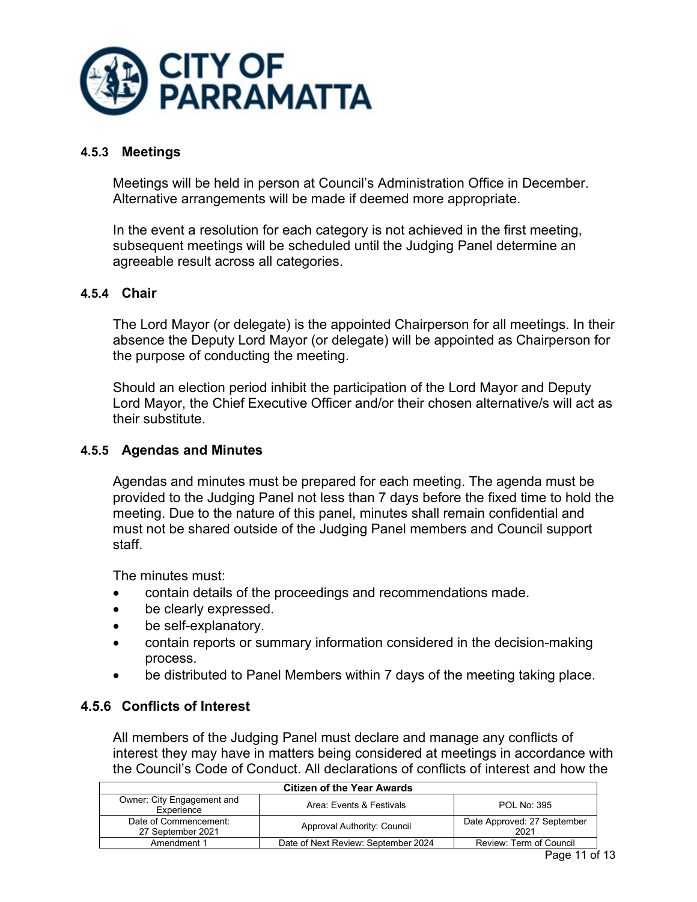#### 4.5.3 Meetings

Meetings will be held in person at Council's Administration Office in December. Alternative arrangements will be made if deemed more appropriate.

In the event a resolution for each category is not achieved in the first meeting, subsequent meetings will be scheduled until the Judging Panel determine an agreeable result across all categories.

#### 4.5.4 Chair

The Lord Mayor (or delegate) is the appointed Chairperson for all meetings. In their absence the Deputy Lord Mayor (or delegate) will be appointed as Chairperson for the purpose of conducting the meeting.

Should an election period inhibit the participation of the Lord Mayor and Deputy Lord Mayor, the Chief Executive Officer and/or their chosen alternative/s will act as their substitute.

#### 4.5.5 Agendas and Minutes

Agendas and minutes must be prepared for each meeting. The agenda must be provided to the Judging Panel not less than 7 days before the fixed time to hold the meeting. Due to the nature of this panel, minutes shall remain confidential and must not be shared outside of the Judging Panel members and Council support staff.

The minutes must:

- contain details of the proceedings and recommendations made.
- be clearly expressed.
- be self-explanatory.
- contain reports or summary information considered in the decision-making process.
- be distributed to Panel Members within 7 days of the meeting taking place.

#### 4.5.6 Conflicts of Interest

All members of the Judging Panel must declare and manage any conflicts of interest they may have in matters being considered at meetings in accordance with the Council's Code of Conduct. All declarations of conflicts of interest and how the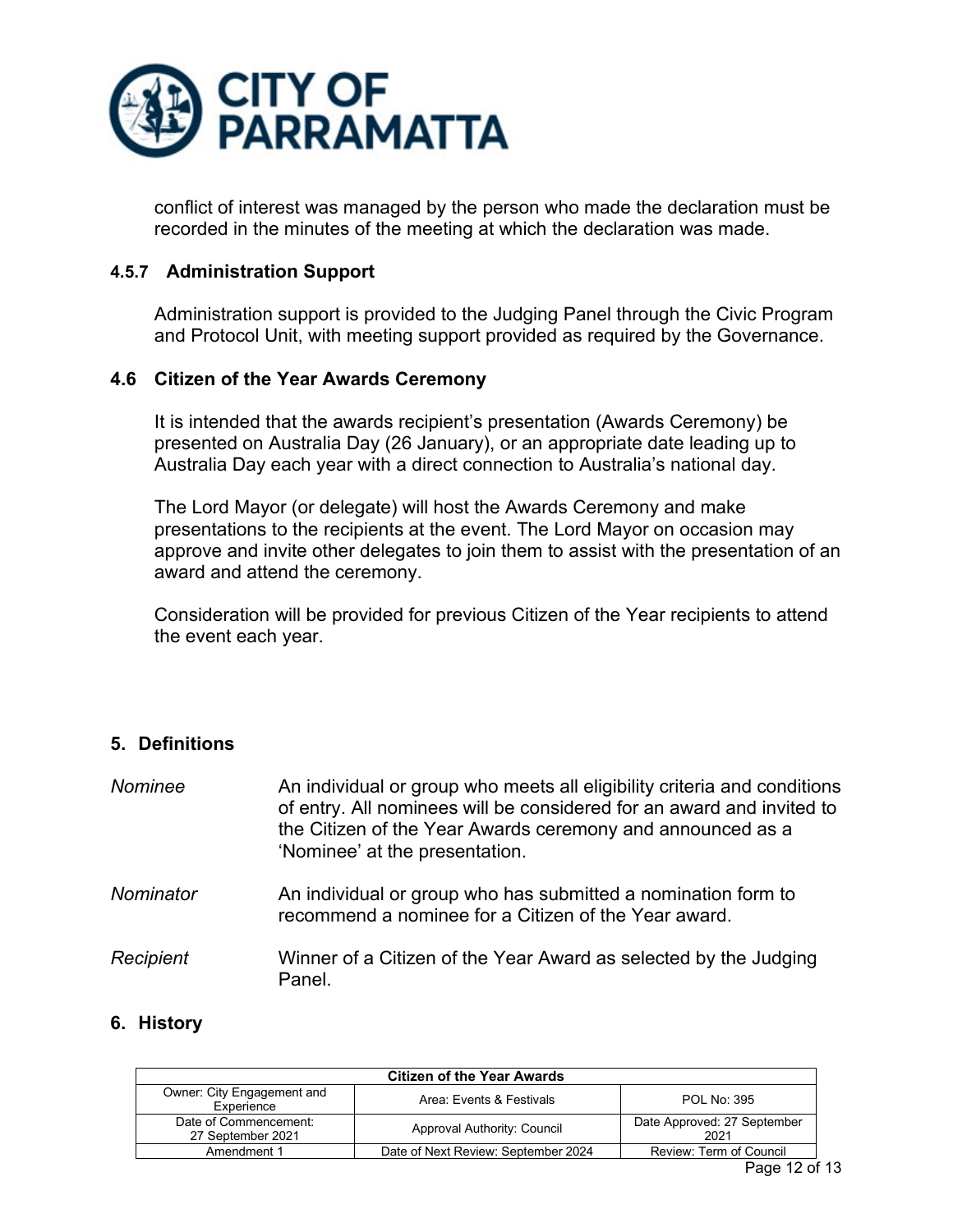conflict of interest was managed by the person who made the declaration must be recorded in the minutes of the meeting at which the declaration was made.

#### 4.5.7 Administration Support

Administration support is provided to the Judging Panel through the Civic Program and Protocol Unit, with meeting support provided as required by the Governance.

### 4.6 Citizen of the Year Awards Ceremony

It is intended that the awards recipient's presentation (Awards Ceremony) be presented on Australia Day (26 January), or an appropriate date leading up to Australia Day each year with a direct connection to Australia's national day.

The Lord Mayor (or delegate) will host the Awards Ceremony and make presentations to the recipients at the event. The Lord Mayor on occasion may approve and invite other delegates to join them to assist with the presentation of an award and attend the ceremony.

Consideration will be provided for previous Citizen of the Year recipients to attend the event each year.

## 5. Definitions

*Nominee* — An individual or group who meets all eligibility criteria and conditions of entry. All nominees will be considered for an award and invited to the Citizen of the Year Awards ceremony and announced as a 'Nominee' at the presentation.

*Nominator* — An individual or group who has submitted a nomination form to recommend a nominee for a Citizen of the Year award.

*Recipient* — Winner of a Citizen of the Year Award as selected by the Judging Panel.

## 6. History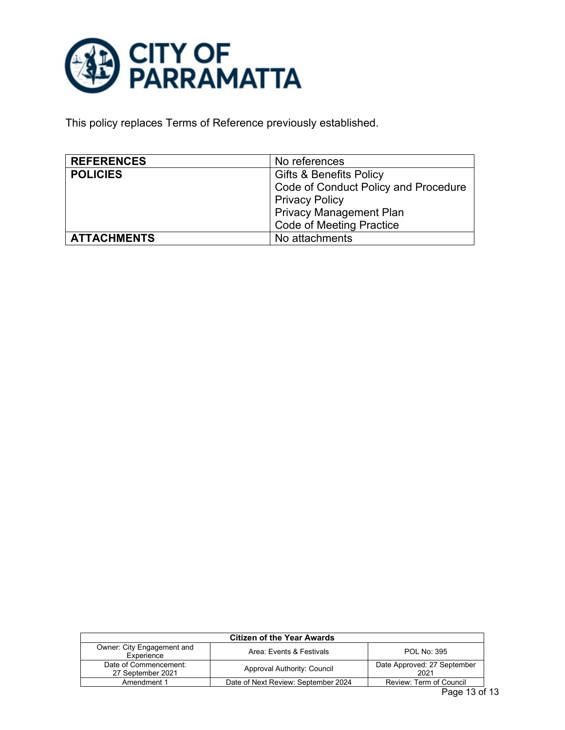This policy replaces Terms of Reference previously established.

| | |
|---|---|
| **REFERENCES** | No references |
| **POLICIES** | Gifts & Benefits Policy<br>Code of Conduct Policy and Procedure<br>Privacy Policy<br>Privacy Management Plan<br>Code of Meeting Practice |
| **ATTACHMENTS** | No attachments |